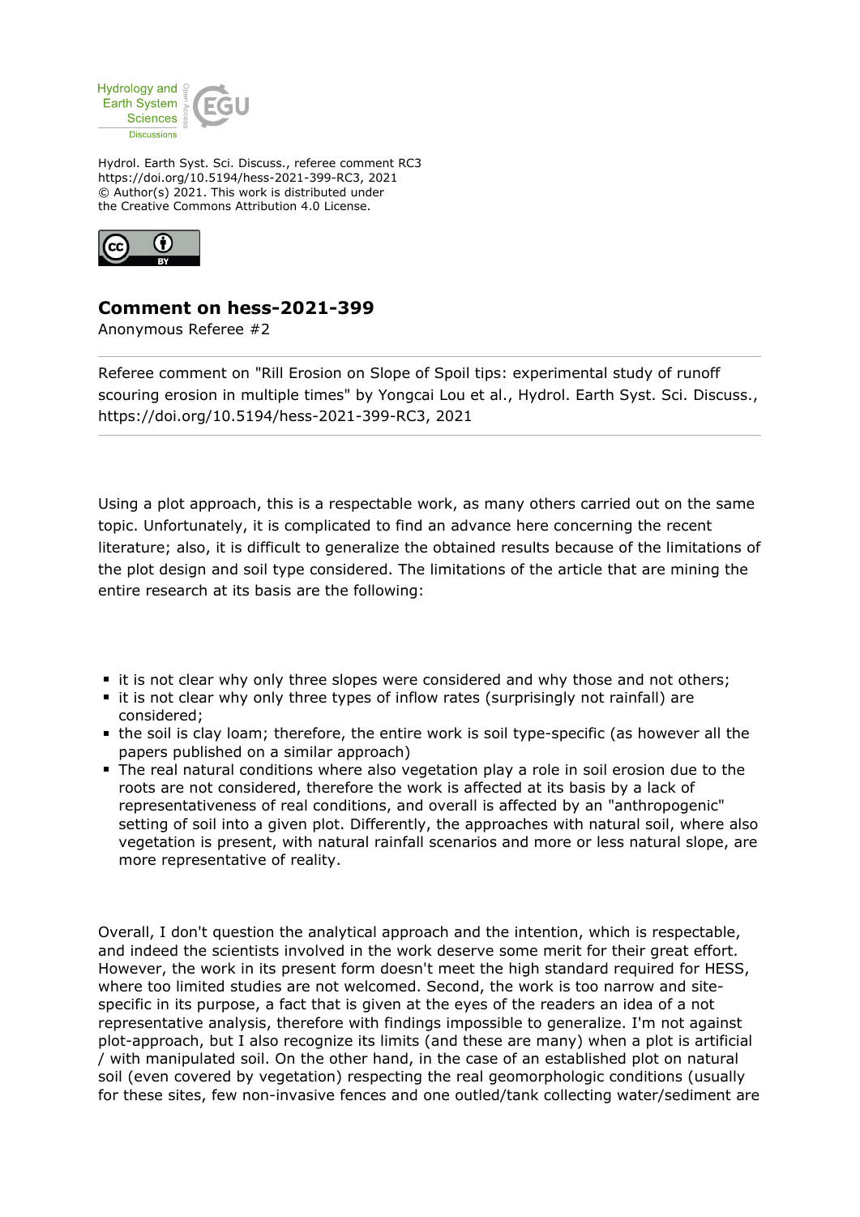Hydrol. Earth Syst. Sci. Discuss., referee comment RC3
https://doi.org/10.5194/hess-2021-399-RC3, 2021
© Author(s) 2021. This work is distributed under
the Creative Commons Attribution 4.0 License.

# Comment on hess-2021-399

Anonymous Referee #2

Referee comment on "Rill Erosion on Slope of Spoil tips: experimental study of runoff scouring erosion in multiple times" by Yongcai Lou et al., Hydrol. Earth Syst. Sci. Discuss., https://doi.org/10.5194/hess-2021-399-RC3, 2021

Using a plot approach, this is a respectable work, as many others carried out on the same topic. Unfortunately, it is complicated to find an advance here concerning the recent literature; also, it is difficult to generalize the obtained results because of the limitations of the plot design and soil type considered. The limitations of the article that are mining the entire research at its basis are the following:

- it is not clear why only three slopes were considered and why those and not others;
- it is not clear why only three types of inflow rates (surprisingly not rainfall) are considered;
- the soil is clay loam; therefore, the entire work is soil type-specific (as however all the papers published on a similar approach)
- The real natural conditions where also vegetation play a role in soil erosion due to the roots are not considered, therefore the work is affected at its basis by a lack of representativeness of real conditions, and overall is affected by an "anthropogenic" setting of soil into a given plot. Differently, the approaches with natural soil, where also vegetation is present, with natural rainfall scenarios and more or less natural slope, are more representative of reality.

Overall, I don't question the analytical approach and the intention, which is respectable, and indeed the scientists involved in the work deserve some merit for their great effort. However, the work in its present form doesn't meet the high standard required for HESS, where too limited studies are not welcomed. Second, the work is too narrow and site-specific in its purpose, a fact that is given at the eyes of the readers an idea of a not representative analysis, therefore with findings impossible to generalize. I'm not against plot-approach, but I also recognize its limits (and these are many) when a plot is artificial / with manipulated soil. On the other hand, in the case of an established plot on natural soil (even covered by vegetation) respecting the real geomorphologic conditions (usually for these sites, few non-invasive fences and one outled/tank collecting water/sediment are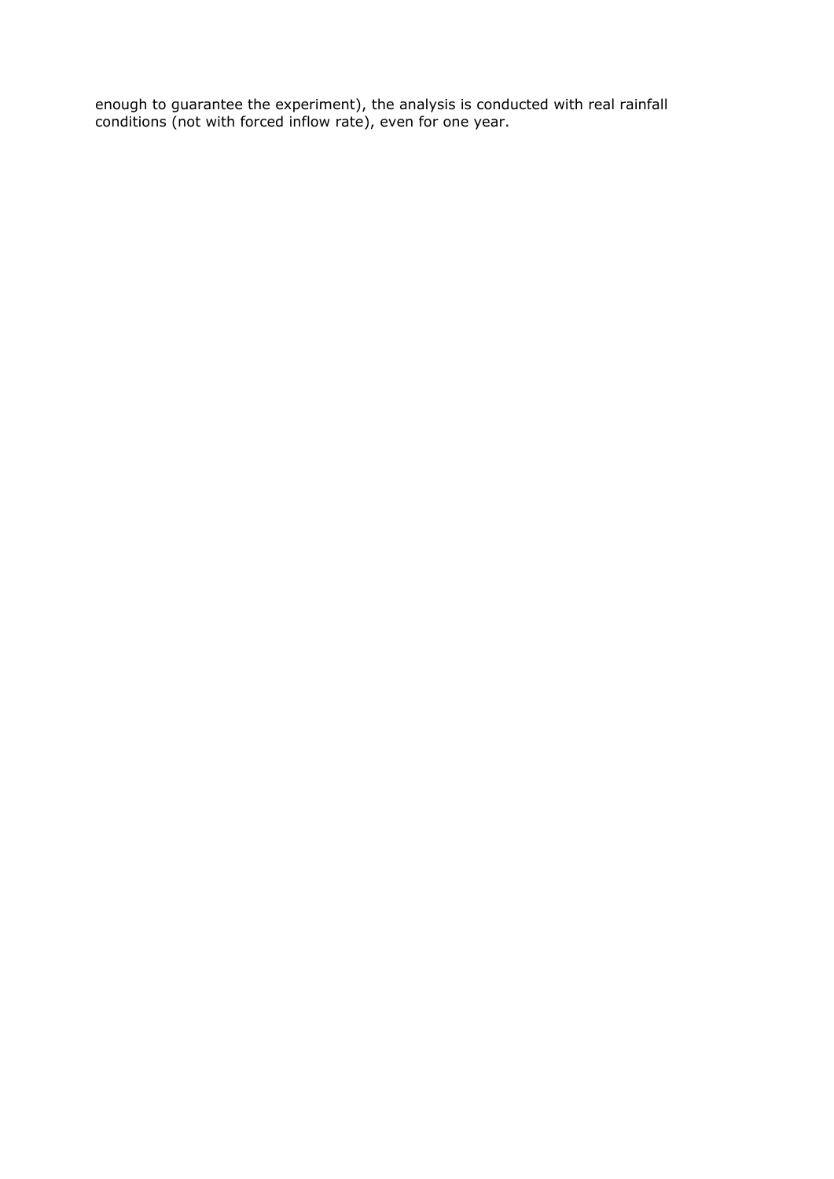enough to guarantee the experiment), the analysis is conducted with real rainfall conditions (not with forced inflow rate), even for one year.